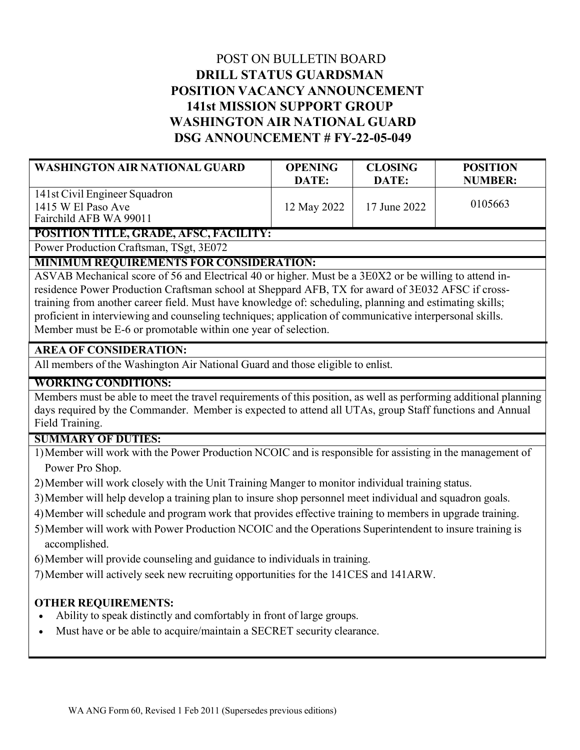POST ON BULLETIN BOARD

# DRILL STATUS GUARDSMAN
# POSITION VACANCY ANNOUNCEMENT
# 141st MISSION SUPPORT GROUP
# WASHINGTON AIR NATIONAL GUARD
# DSG ANNOUNCEMENT # FY-22-05-049

| WASHINGTON AIR NATIONAL GUARD | OPENING DATE: | CLOSING DATE: | POSITION NUMBER: |
|---|---|---|---|
| 141st Civil Engineer Squadron<br>1415 W El Paso Ave<br>Fairchild AFB WA 99011 | 12 May 2022 | 17 June 2022 | 0105663 |

**POSITION TITLE, GRADE, AFSC, FACILITY:**

Power Production Craftsman, TSgt, 3E072

**MINIMUM REQUIREMENTS FOR CONSIDERATION:**

ASVAB Mechanical score of 56 and Electrical 40 or higher. Must be a 3E0X2 or be willing to attend in-residence Power Production Craftsman school at Sheppard AFB, TX for award of 3E032 AFSC if cross-training from another career field. Must have knowledge of: scheduling, planning and estimating skills; proficient in interviewing and counseling techniques; application of communicative interpersonal skills. Member must be E-6 or promotable within one year of selection.

**AREA OF CONSIDERATION:**

All members of the Washington Air National Guard and those eligible to enlist.

**WORKING CONDITIONS:**

Members must be able to meet the travel requirements of this position, as well as performing additional planning days required by the Commander. Member is expected to attend all UTAs, group Staff functions and Annual Field Training.

**SUMMARY OF DUTIES:**

1) Member will work with the Power Production NCOIC and is responsible for assisting in the management of Power Pro Shop.
2) Member will work closely with the Unit Training Manger to monitor individual training status.
3) Member will help develop a training plan to insure shop personnel meet individual and squadron goals.
4) Member will schedule and program work that provides effective training to members in upgrade training.
5) Member will work with Power Production NCOIC and the Operations Superintendent to insure training is accomplished.
6) Member will provide counseling and guidance to individuals in training.
7) Member will actively seek new recruiting opportunities for the 141CES and 141ARW.

**OTHER REQUIREMENTS:**

- Ability to speak distinctly and comfortably in front of large groups.
- Must have or be able to acquire/maintain a SECRET security clearance.

WA ANG Form 60, Revised 1 Feb 2011 (Supersedes previous editions)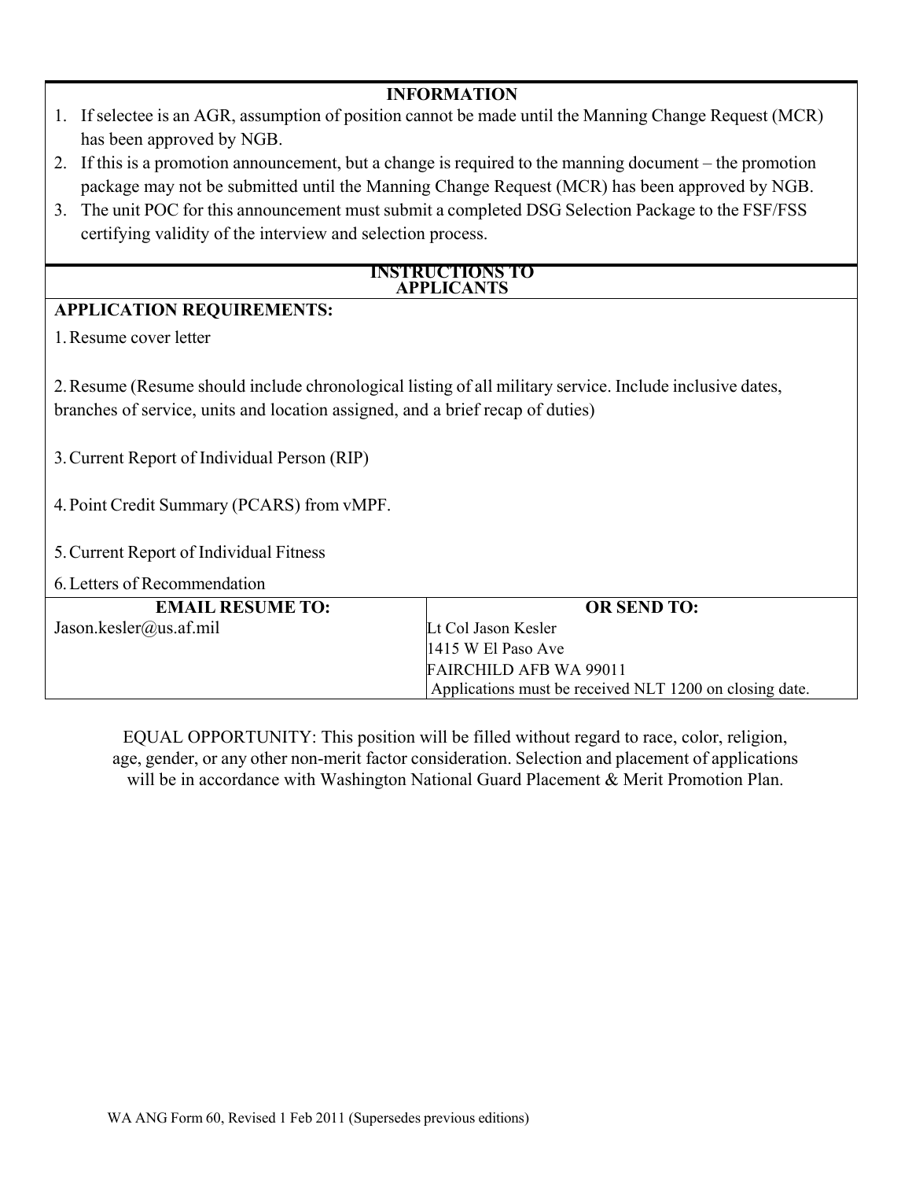## INFORMATION

1. If selectee is an AGR, assumption of position cannot be made until the Manning Change Request (MCR) has been approved by NGB.
2. If this is a promotion announcement, but a change is required to the manning document – the promotion package may not be submitted until the Manning Change Request (MCR) has been approved by NGB.
3. The unit POC for this announcement must submit a completed DSG Selection Package to the FSF/FSS certifying validity of the interview and selection process.

## INSTRUCTIONS TO APPLICANTS

**APPLICATION REQUIREMENTS:**

1. Resume cover letter

2. Resume (Resume should include chronological listing of all military service. Include inclusive dates, branches of service, units and location assigned, and a brief recap of duties)

3. Current Report of Individual Person (RIP)

4. Point Credit Summary (PCARS) from vMPF.

5. Current Report of Individual Fitness

6. Letters of Recommendation

| EMAIL RESUME TO: | OR SEND TO: |
|---|---|
| Jason.kesler@us.af.mil | Lt Col Jason Kesler<br>1415 W El Paso Ave<br>FAIRCHILD AFB WA 99011<br>Applications must be received NLT 1200 on closing date. |

EQUAL OPPORTUNITY: This position will be filled without regard to race, color, religion, age, gender, or any other non-merit factor consideration. Selection and placement of applications will be in accordance with Washington National Guard Placement & Merit Promotion Plan.

WA ANG Form 60, Revised 1 Feb 2011 (Supersedes previous editions)